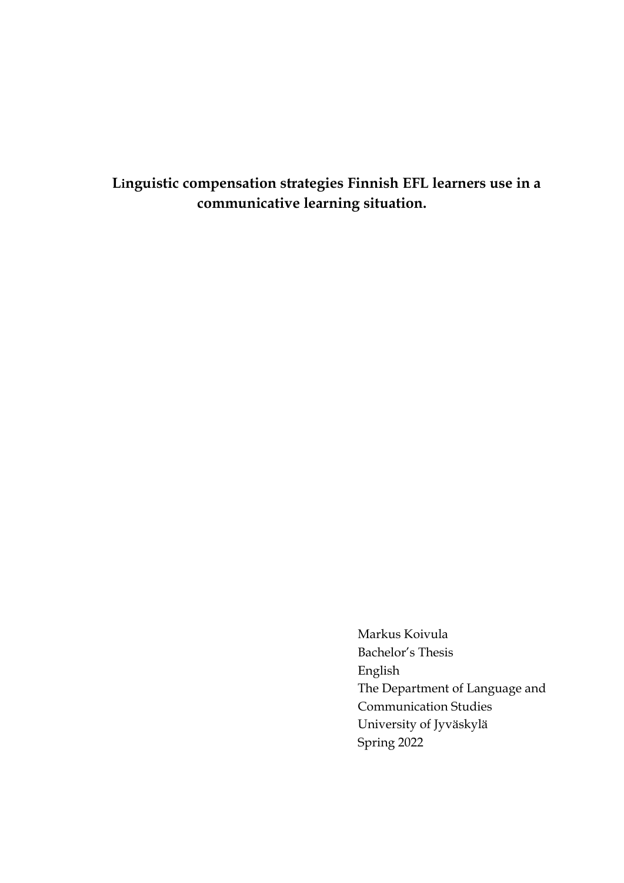# Linguistic compensation strategies Finnish EFL learners use in a communicative learning situation.

Markus Koivula
Bachelor's Thesis
English
The Department of Language and Communication Studies
University of Jyväskylä
Spring 2022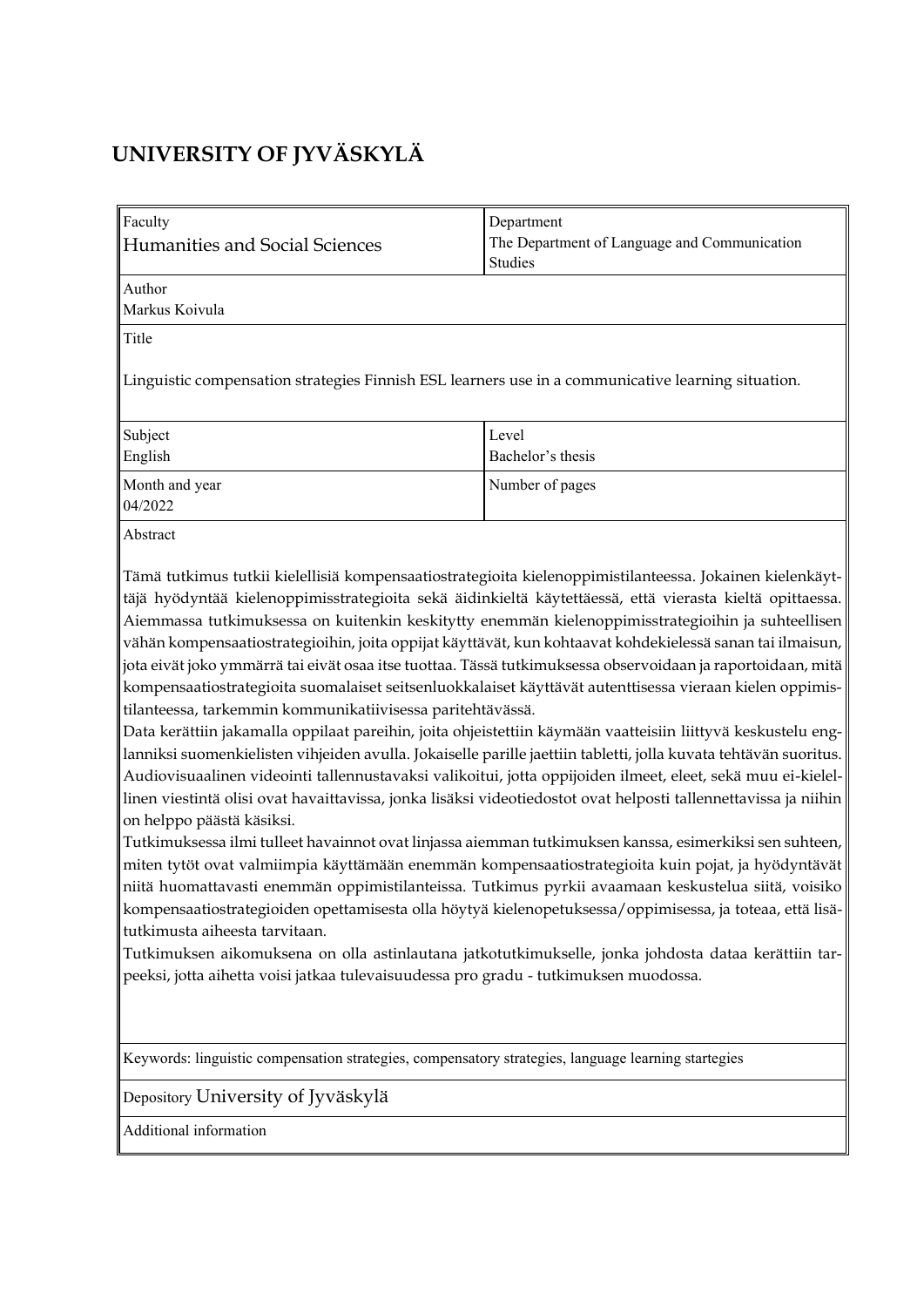# UNIVERSITY OF JYVÄSKYLÄ

| Faculty<br>Humanities and Social Sciences | Department<br>The Department of Language and Communication Studies |
|---|---|
| Author<br>Markus Koivula | |
| Title<br>Linguistic compensation strategies Finnish ESL learners use in a communicative learning situation. | |
| Subject<br>English | Level<br>Bachelor's thesis |
| Month and year<br>04/2022 | Number of pages |

Abstract

Tämä tutkimus tutkii kielellisiä kompensaatiostrategioita kielenoppimistilanteessa. Jokainen kielenkäyttäjä hyödyntää kielenoppimisstrategioita sekä äidinkieltä käytettäessä, että vierasta kieltä opittaessa. Aiemmassa tutkimuksessa on kuitenkin keskitytty enemmän kielenoppimisstrategioihin ja suhteellisen vähän kompensaatiostrategioihin, joita oppijat käyttävät, kun kohtaavat kohdekielessä sanan tai ilmaisun, jota eivät joko ymmärrä tai eivät osaa itse tuottaa. Tässä tutkimuksessa observoidaan ja raportoidaan, mitä kompensaatiostrategioita suomalaiset seitsenluokkalaiset käyttävät autenttisessa vieraan kielen oppimistilanteessa, tarkemmin kommunikatiivisessa paritehtävässä.

Data kerättiin jakamalla oppilaat pareihin, joita ohjeistettiin käymään vaatteisiin liittyvä keskustelu englanniksi suomenkielisten vihjeiden avulla. Jokaiselle parille jaettiin tabletti, jolla kuvata tehtävän suoritus. Audiovisuaalinen videointi tallennustavaksi valikoitui, jotta oppijoiden ilmeet, eleet, sekä muu ei-kielellinen viestintä olisi ovat havaittavissa, jonka lisäksi videotiedostot ovat helposti tallennettavissa ja niihin on helppo päästä käsiksi.

Tutkimuksessa ilmi tulleet havainnot ovat linjassa aiemman tutkimuksen kanssa, esimerkiksi sen suhteen, miten tytöt ovat valmiimpia käyttämään enemmän kompensaatiostrategioita kuin pojat, ja hyödyntävät niitä huomattavasti enemmän oppimistilanteissa. Tutkimus pyrkii avaamaan keskustelua siitä, voisiko kompensaatiostrategioiden opettamisesta olla höytyä kielenopetuksessa/oppimisessa, ja toteaa, että lisätutkimusta aiheesta tarvitaan.

Tutkimuksen aikomuksena on olla astinlautana jatkotutkimukselle, jonka johdosta dataa kerättiin tarpeeksi, jotta aihetta voisi jatkaa tulevaisuudessa pro gradu - tutkimuksen muodossa.

Keywords: linguistic compensation strategies, compensatory strategies, language learning startegies

Depository University of Jyväskylä

Additional information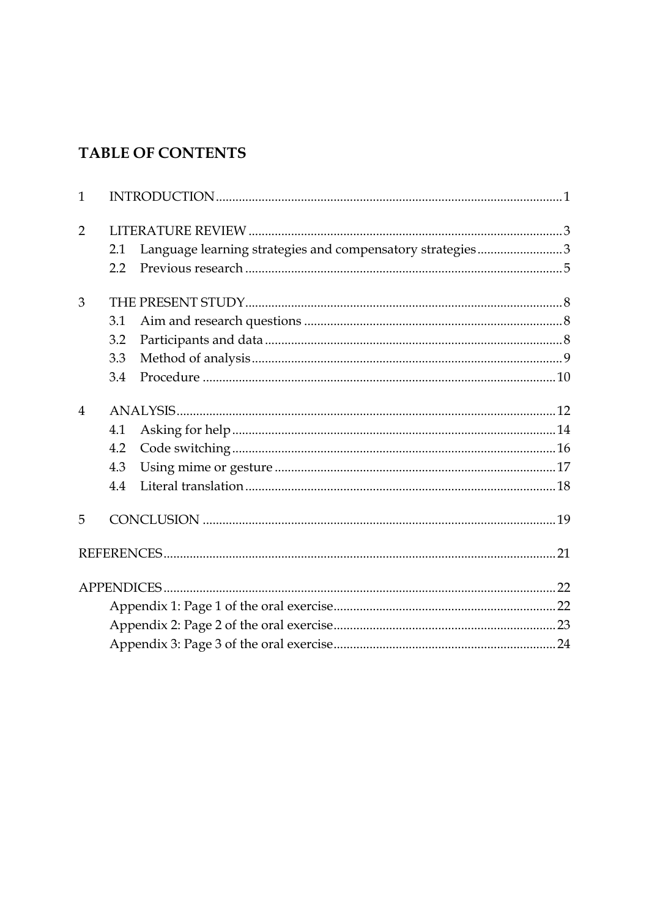# TABLE OF CONTENTS

1 INTRODUCTION ........................................................................................................ 1

2 LITERATURE REVIEW ............................................................................................... 3
  2.1 Language learning strategies and compensatory strategies .......................... 3
  2.2 Previous research ................................................................................................ 5

3 THE PRESENT STUDY................................................................................................ 8
  3.1 Aim and research questions .............................................................................. 8
  3.2 Participants and data .......................................................................................... 8
  3.3 Method of analysis .............................................................................................. 9
  3.4 Procedure ........................................................................................................... 10

4 ANALYSIS................................................................................................................... 12
  4.1 Asking for help .................................................................................................. 14
  4.2 Code switching .................................................................................................. 16
  4.3 Using mime or gesture ..................................................................................... 17
  4.4 Literal translation .............................................................................................. 18

5 CONCLUSION ........................................................................................................... 19

REFERENCES ....................................................................................................................... 21

APPENDICES ....................................................................................................................... 22
  Appendix 1: Page 1 of the oral exercise ................................................................... 22
  Appendix 2: Page 2 of the oral exercise ................................................................... 23
  Appendix 3: Page 3 of the oral exercise ................................................................... 24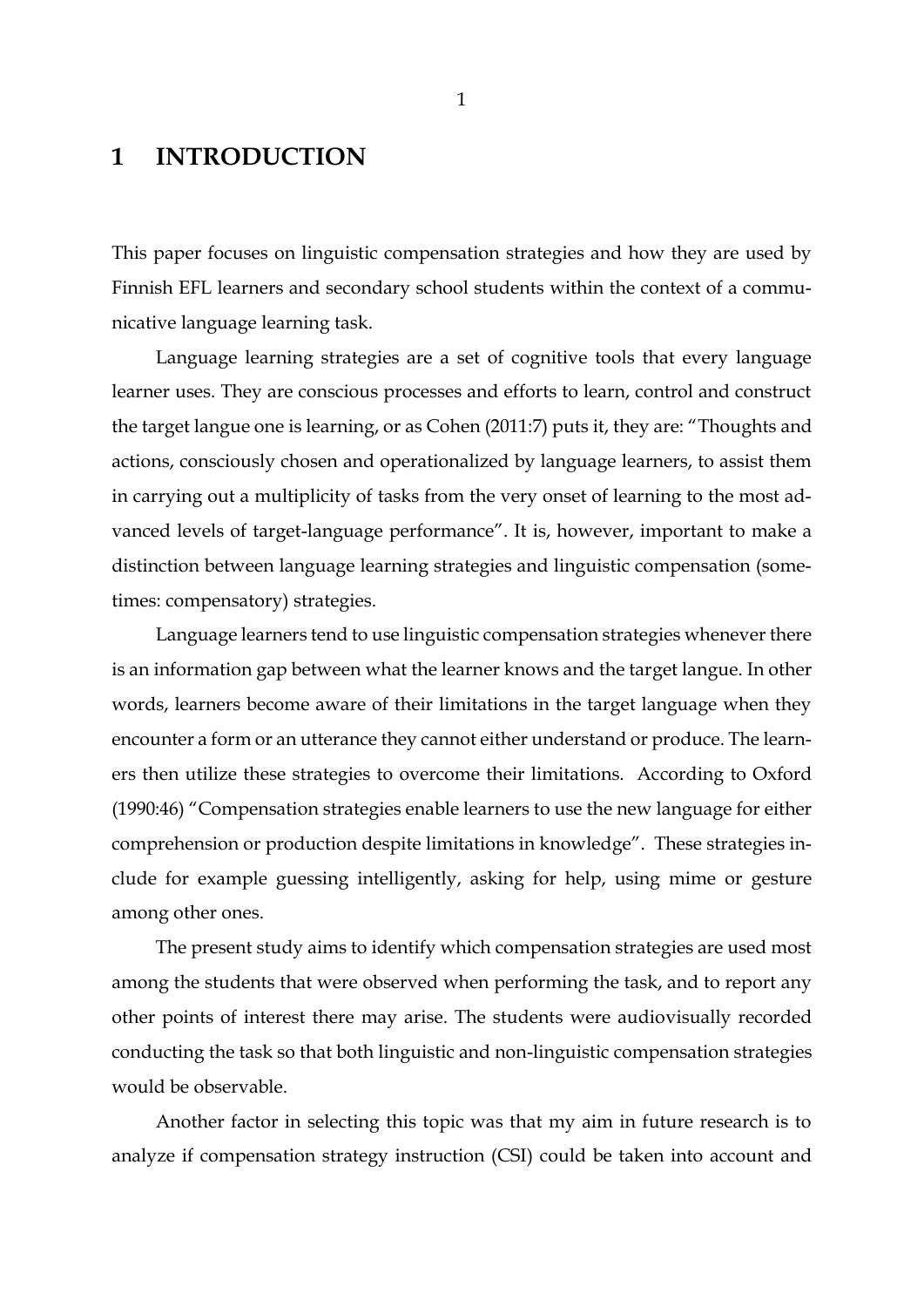# 1 INTRODUCTION

This paper focuses on linguistic compensation strategies and how they are used by Finnish EFL learners and secondary school students within the context of a communicative language learning task.

Language learning strategies are a set of cognitive tools that every language learner uses. They are conscious processes and efforts to learn, control and construct the target langue one is learning, or as Cohen (2011:7) puts it, they are: "Thoughts and actions, consciously chosen and operationalized by language learners, to assist them in carrying out a multiplicity of tasks from the very onset of learning to the most advanced levels of target-language performance". It is, however, important to make a distinction between language learning strategies and linguistic compensation (sometimes: compensatory) strategies.

Language learners tend to use linguistic compensation strategies whenever there is an information gap between what the learner knows and the target langue. In other words, learners become aware of their limitations in the target language when they encounter a form or an utterance they cannot either understand or produce. The learners then utilize these strategies to overcome their limitations. According to Oxford (1990:46) "Compensation strategies enable learners to use the new language for either comprehension or production despite limitations in knowledge". These strategies include for example guessing intelligently, asking for help, using mime or gesture among other ones.

The present study aims to identify which compensation strategies are used most among the students that were observed when performing the task, and to report any other points of interest there may arise. The students were audiovisually recorded conducting the task so that both linguistic and non-linguistic compensation strategies would be observable.

Another factor in selecting this topic was that my aim in future research is to analyze if compensation strategy instruction (CSI) could be taken into account and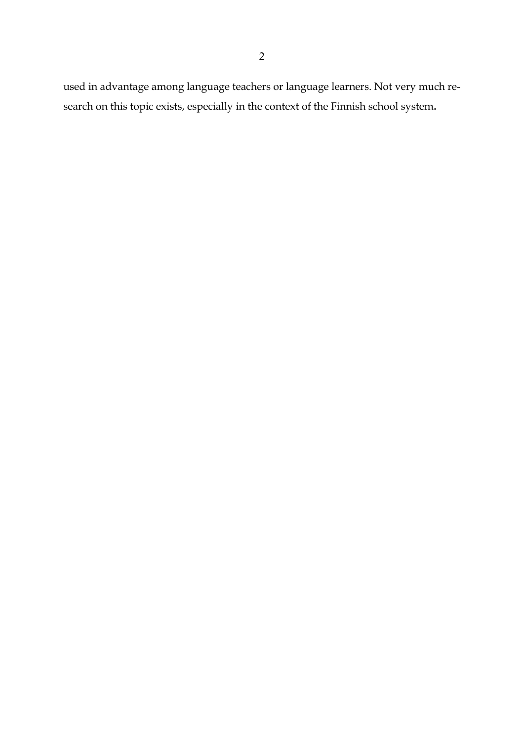used in advantage among language teachers or language learners. Not very much research on this topic exists, especially in the context of the Finnish school system.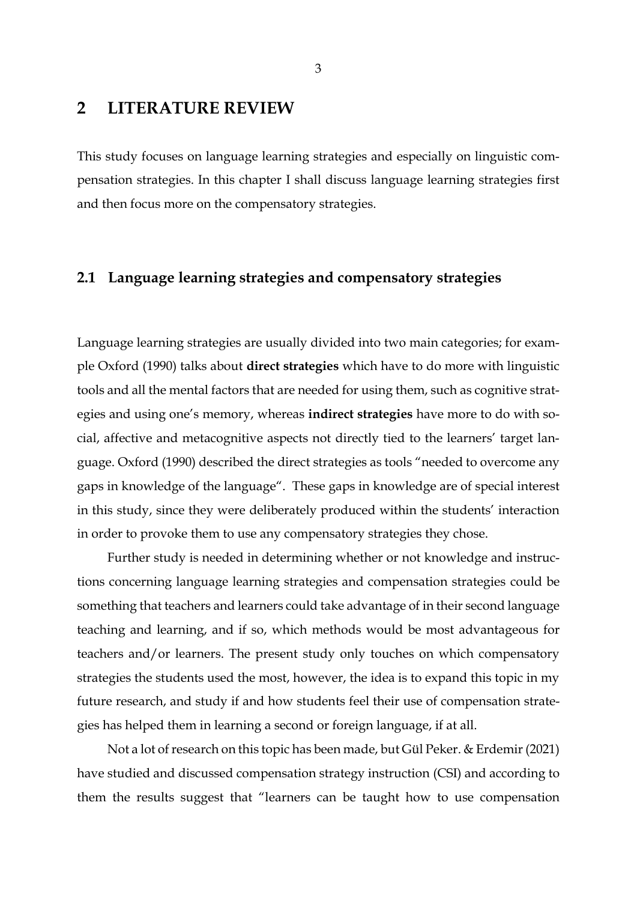# 2 LITERATURE REVIEW

This study focuses on language learning strategies and especially on linguistic compensation strategies. In this chapter I shall discuss language learning strategies first and then focus more on the compensatory strategies.

## 2.1 Language learning strategies and compensatory strategies

Language learning strategies are usually divided into two main categories; for example Oxford (1990) talks about **direct strategies** which have to do more with linguistic tools and all the mental factors that are needed for using them, such as cognitive strategies and using one's memory, whereas **indirect strategies** have more to do with social, affective and metacognitive aspects not directly tied to the learners' target language. Oxford (1990) described the direct strategies as tools "needed to overcome any gaps in knowledge of the language". These gaps in knowledge are of special interest in this study, since they were deliberately produced within the students' interaction in order to provoke them to use any compensatory strategies they chose.

Further study is needed in determining whether or not knowledge and instructions concerning language learning strategies and compensation strategies could be something that teachers and learners could take advantage of in their second language teaching and learning, and if so, which methods would be most advantageous for teachers and/or learners. The present study only touches on which compensatory strategies the students used the most, however, the idea is to expand this topic in my future research, and study if and how students feel their use of compensation strategies has helped them in learning a second or foreign language, if at all.

Not a lot of research on this topic has been made, but Gül Peker. & Erdemir (2021) have studied and discussed compensation strategy instruction (CSI) and according to them the results suggest that "learners can be taught how to use compensation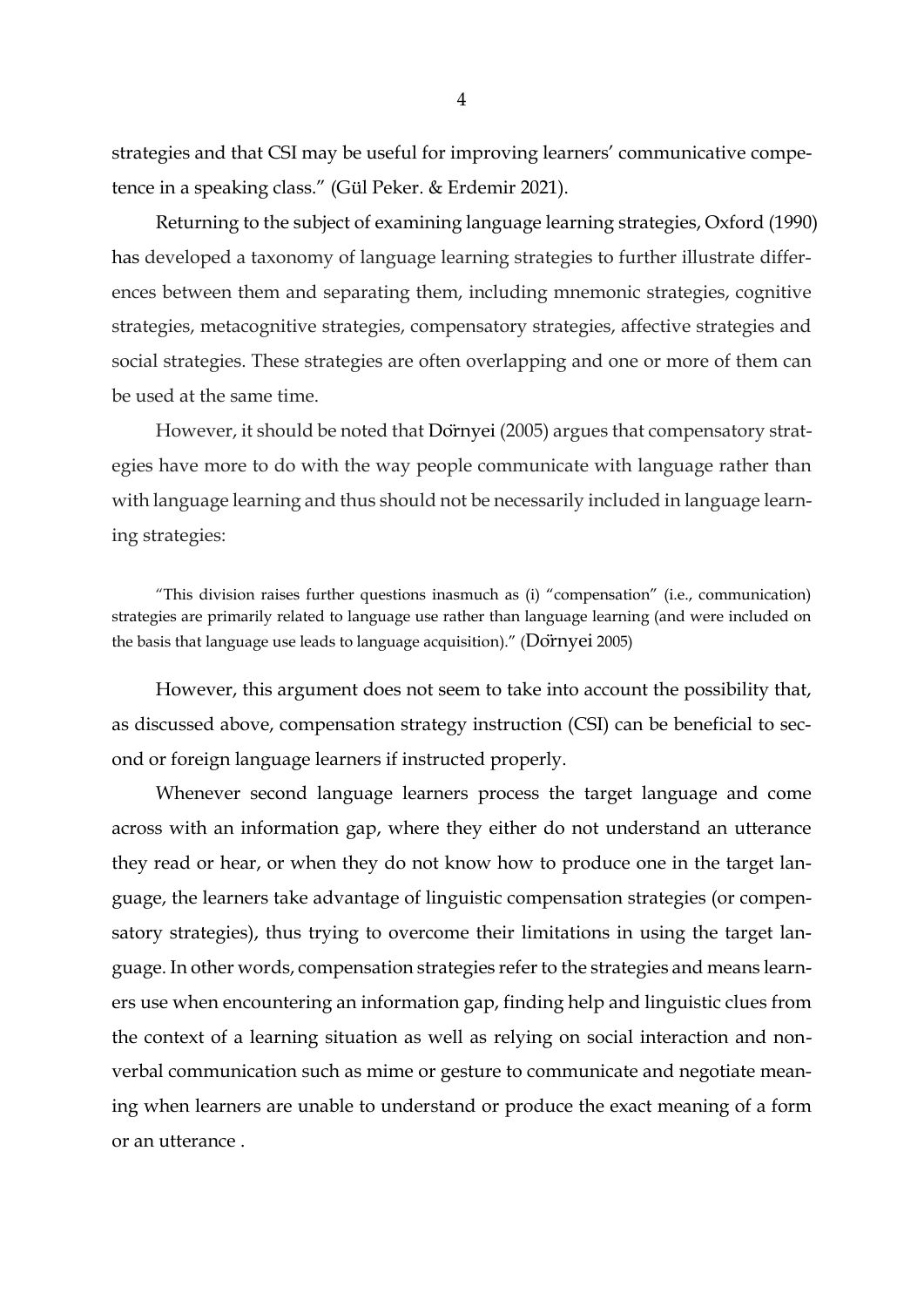strategies and that CSI may be useful for improving learners' communicative competence in a speaking class." (Gül Peker. & Erdemir 2021).

Returning to the subject of examining language learning strategies, Oxford (1990) has developed a taxonomy of language learning strategies to further illustrate differences between them and separating them, including mnemonic strategies, cognitive strategies, metacognitive strategies, compensatory strategies, affective strategies and social strategies. These strategies are often overlapping and one or more of them can be used at the same time.

However, it should be noted that Dörnyei (2005) argues that compensatory strategies have more to do with the way people communicate with language rather than with language learning and thus should not be necessarily included in language learning strategies:

> "This division raises further questions inasmuch as (i) "compensation" (i.e., communication) strategies are primarily related to language use rather than language learning (and were included on the basis that language use leads to language acquisition)." (Dörnyei 2005)

However, this argument does not seem to take into account the possibility that, as discussed above, compensation strategy instruction (CSI) can be beneficial to second or foreign language learners if instructed properly.

Whenever second language learners process the target language and come across with an information gap, where they either do not understand an utterance they read or hear, or when they do not know how to produce one in the target language, the learners take advantage of linguistic compensation strategies (or compensatory strategies), thus trying to overcome their limitations in using the target language. In other words, compensation strategies refer to the strategies and means learners use when encountering an information gap, finding help and linguistic clues from the context of a learning situation as well as relying on social interaction and nonverbal communication such as mime or gesture to communicate and negotiate meaning when learners are unable to understand or produce the exact meaning of a form or an utterance .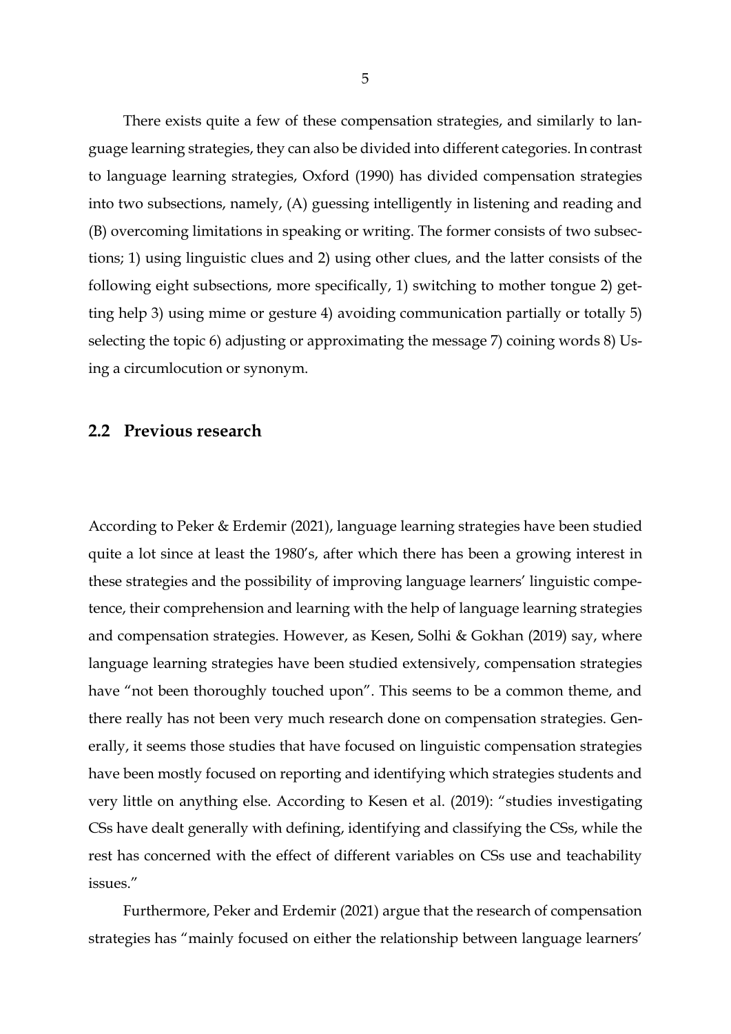There exists quite a few of these compensation strategies, and similarly to language learning strategies, they can also be divided into different categories. In contrast to language learning strategies, Oxford (1990) has divided compensation strategies into two subsections, namely, (A) guessing intelligently in listening and reading and (B) overcoming limitations in speaking or writing. The former consists of two subsections; 1) using linguistic clues and 2) using other clues, and the latter consists of the following eight subsections, more specifically, 1) switching to mother tongue 2) getting help 3) using mime or gesture 4) avoiding communication partially or totally 5) selecting the topic 6) adjusting or approximating the message 7) coining words 8) Using a circumlocution or synonym.

## 2.2 Previous research

According to Peker & Erdemir (2021), language learning strategies have been studied quite a lot since at least the 1980's, after which there has been a growing interest in these strategies and the possibility of improving language learners' linguistic competence, their comprehension and learning with the help of language learning strategies and compensation strategies. However, as Kesen, Solhi & Gokhan (2019) say, where language learning strategies have been studied extensively, compensation strategies have "not been thoroughly touched upon". This seems to be a common theme, and there really has not been very much research done on compensation strategies. Generally, it seems those studies that have focused on linguistic compensation strategies have been mostly focused on reporting and identifying which strategies students and very little on anything else. According to Kesen et al. (2019): "studies investigating CSs have dealt generally with defining, identifying and classifying the CSs, while the rest has concerned with the effect of different variables on CSs use and teachability issues."

Furthermore, Peker and Erdemir (2021) argue that the research of compensation strategies has "mainly focused on either the relationship between language learners'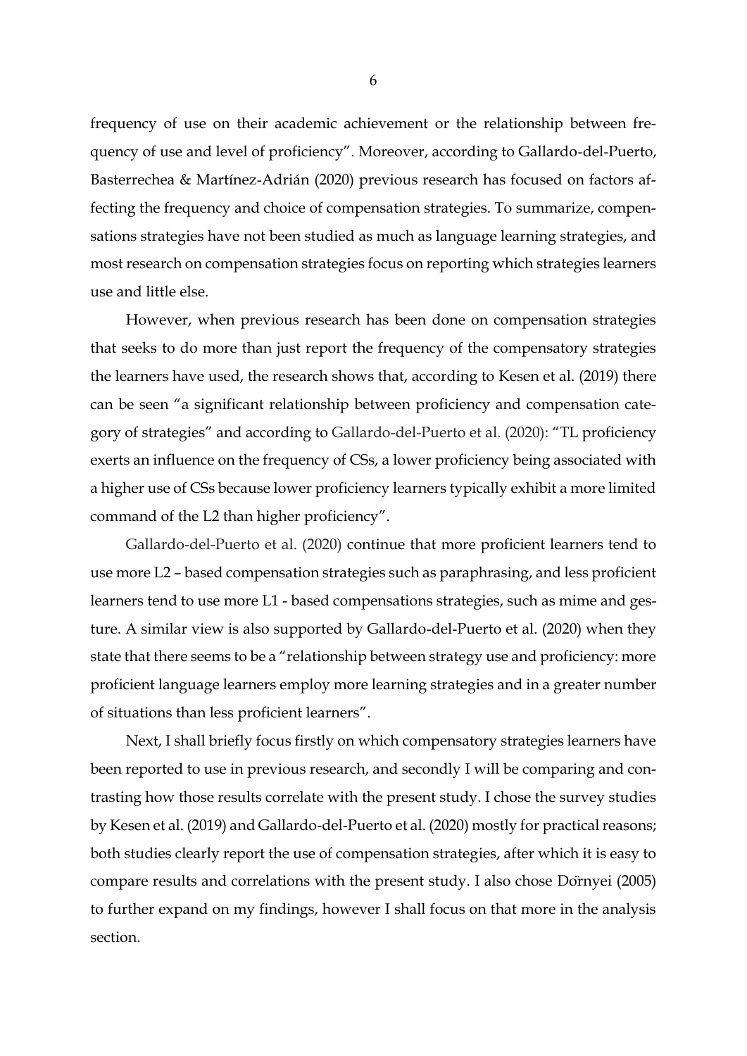frequency of use on their academic achievement or the relationship between frequency of use and level of proficiency". Moreover, according to Gallardo-del-Puerto, Basterrechea & Martínez-Adrián (2020) previous research has focused on factors affecting the frequency and choice of compensation strategies. To summarize, compensations strategies have not been studied as much as language learning strategies, and most research on compensation strategies focus on reporting which strategies learners use and little else.

However, when previous research has been done on compensation strategies that seeks to do more than just report the frequency of the compensatory strategies the learners have used, the research shows that, according to Kesen et al. (2019) there can be seen "a significant relationship between proficiency and compensation category of strategies" and according to Gallardo-del-Puerto et al. (2020): "TL proficiency exerts an influence on the frequency of CSs, a lower proficiency being associated with a higher use of CSs because lower proficiency learners typically exhibit a more limited command of the L2 than higher proficiency".

Gallardo-del-Puerto et al. (2020) continue that more proficient learners tend to use more L2 – based compensation strategies such as paraphrasing, and less proficient learners tend to use more L1 - based compensations strategies, such as mime and gesture. A similar view is also supported by Gallardo-del-Puerto et al. (2020) when they state that there seems to be a "relationship between strategy use and proficiency: more proficient language learners employ more learning strategies and in a greater number of situations than less proficient learners".

Next, I shall briefly focus firstly on which compensatory strategies learners have been reported to use in previous research, and secondly I will be comparing and contrasting how those results correlate with the present study. I chose the survey studies by Kesen et al. (2019) and Gallardo-del-Puerto et al. (2020) mostly for practical reasons; both studies clearly report the use of compensation strategies, after which it is easy to compare results and correlations with the present study. I also chose Dörnyei (2005) to further expand on my findings, however I shall focus on that more in the analysis section.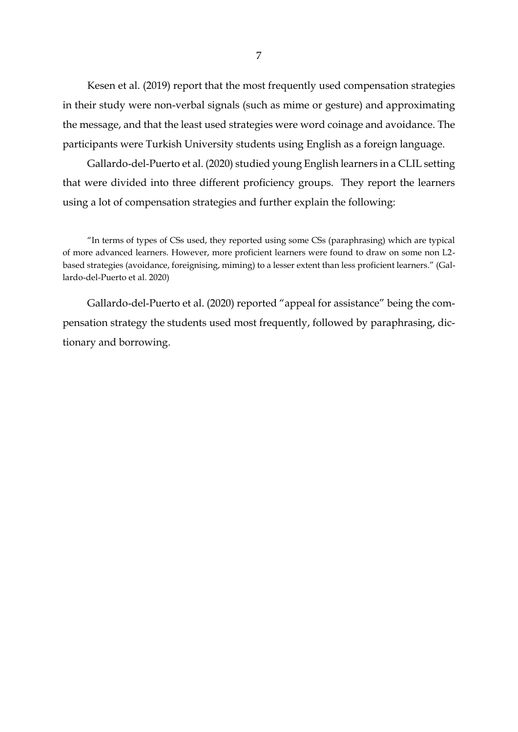Kesen et al. (2019) report that the most frequently used compensation strategies in their study were non-verbal signals (such as mime or gesture) and approximating the message, and that the least used strategies were word coinage and avoidance. The participants were Turkish University students using English as a foreign language.

Gallardo-del-Puerto et al. (2020) studied young English learners in a CLIL setting that were divided into three different proficiency groups. They report the learners using a lot of compensation strategies and further explain the following:

> "In terms of types of CSs used, they reported using some CSs (paraphrasing) which are typical of more advanced learners. However, more proficient learners were found to draw on some non L2-based strategies (avoidance, foreignising, miming) to a lesser extent than less proficient learners." (Gallardo-del-Puerto et al. 2020)

Gallardo-del-Puerto et al. (2020) reported "appeal for assistance" being the compensation strategy the students used most frequently, followed by paraphrasing, dictionary and borrowing.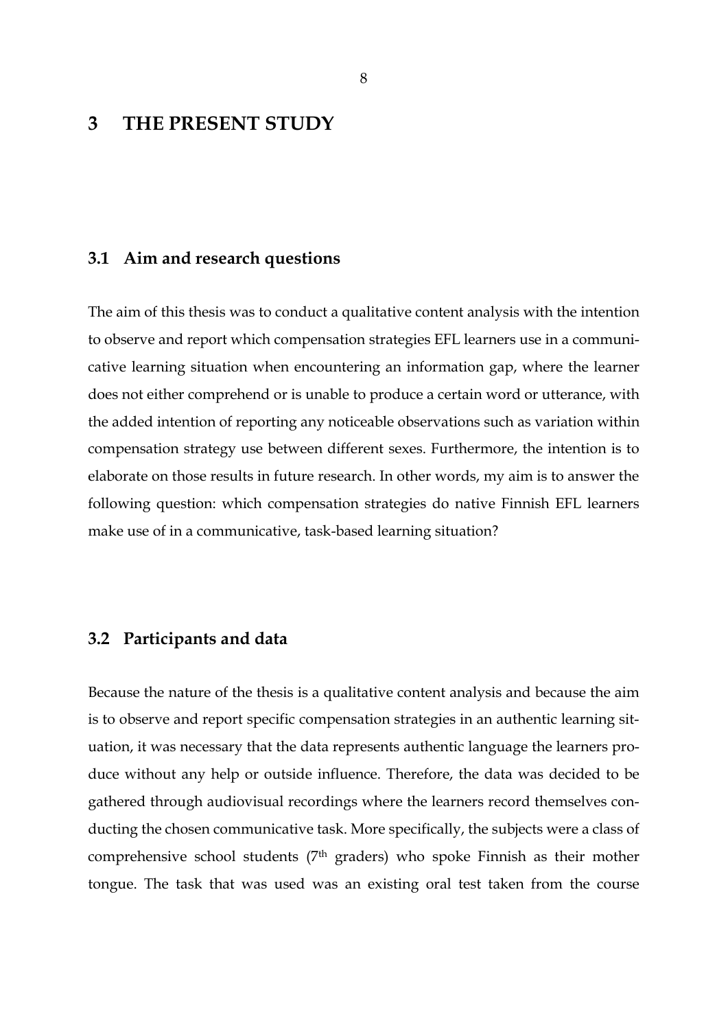# 3 THE PRESENT STUDY

## 3.1 Aim and research questions

The aim of this thesis was to conduct a qualitative content analysis with the intention to observe and report which compensation strategies EFL learners use in a communicative learning situation when encountering an information gap, where the learner does not either comprehend or is unable to produce a certain word or utterance, with the added intention of reporting any noticeable observations such as variation within compensation strategy use between different sexes. Furthermore, the intention is to elaborate on those results in future research. In other words, my aim is to answer the following question: which compensation strategies do native Finnish EFL learners make use of in a communicative, task-based learning situation?

## 3.2 Participants and data

Because the nature of the thesis is a qualitative content analysis and because the aim is to observe and report specific compensation strategies in an authentic learning situation, it was necessary that the data represents authentic language the learners produce without any help or outside influence. Therefore, the data was decided to be gathered through audiovisual recordings where the learners record themselves conducting the chosen communicative task. More specifically, the subjects were a class of comprehensive school students (7th graders) who spoke Finnish as their mother tongue. The task that was used was an existing oral test taken from the course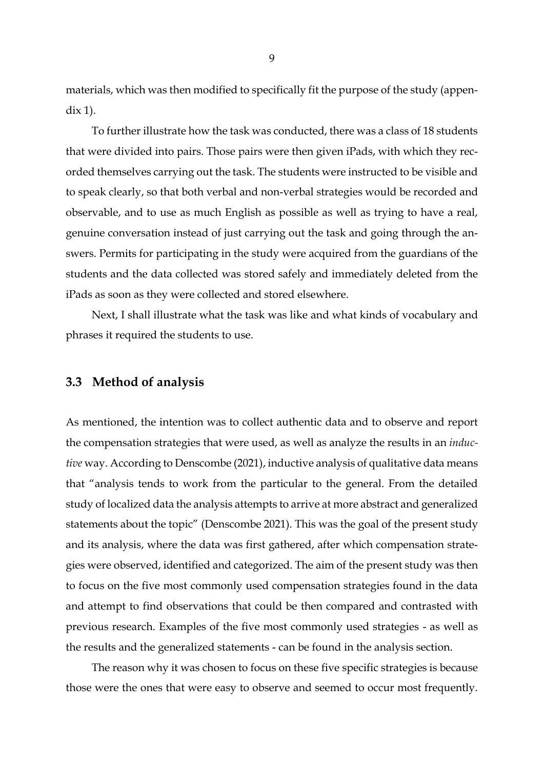materials, which was then modified to specifically fit the purpose of the study (appendix 1).

To further illustrate how the task was conducted, there was a class of 18 students that were divided into pairs. Those pairs were then given iPads, with which they recorded themselves carrying out the task. The students were instructed to be visible and to speak clearly, so that both verbal and non-verbal strategies would be recorded and observable, and to use as much English as possible as well as trying to have a real, genuine conversation instead of just carrying out the task and going through the answers. Permits for participating in the study were acquired from the guardians of the students and the data collected was stored safely and immediately deleted from the iPads as soon as they were collected and stored elsewhere.

Next, I shall illustrate what the task was like and what kinds of vocabulary and phrases it required the students to use.

### 3.3 Method of analysis

As mentioned, the intention was to collect authentic data and to observe and report the compensation strategies that were used, as well as analyze the results in an *inductive* way. According to Denscombe (2021), inductive analysis of qualitative data means that "analysis tends to work from the particular to the general. From the detailed study of localized data the analysis attempts to arrive at more abstract and generalized statements about the topic" (Denscombe 2021). This was the goal of the present study and its analysis, where the data was first gathered, after which compensation strategies were observed, identified and categorized. The aim of the present study was then to focus on the five most commonly used compensation strategies found in the data and attempt to find observations that could be then compared and contrasted with previous research. Examples of the five most commonly used strategies - as well as the results and the generalized statements - can be found in the analysis section.

The reason why it was chosen to focus on these five specific strategies is because those were the ones that were easy to observe and seemed to occur most frequently.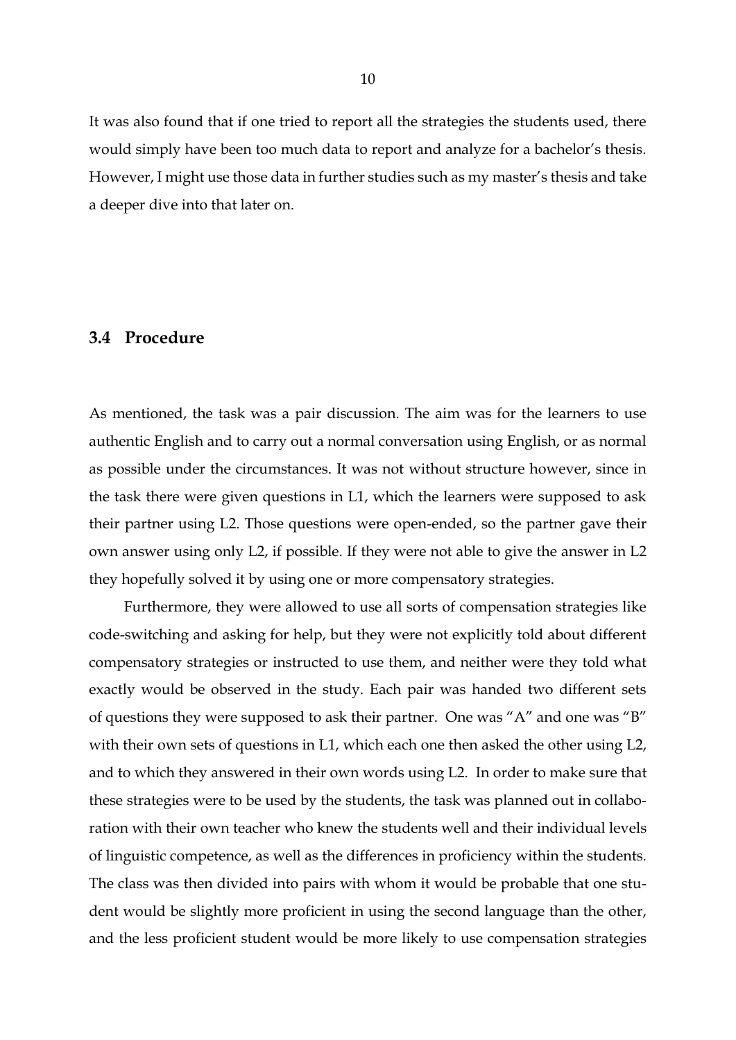It was also found that if one tried to report all the strategies the students used, there would simply have been too much data to report and analyze for a bachelor's thesis. However, I might use those data in further studies such as my master's thesis and take a deeper dive into that later on.

## 3.4 Procedure

As mentioned, the task was a pair discussion. The aim was for the learners to use authentic English and to carry out a normal conversation using English, or as normal as possible under the circumstances. It was not without structure however, since in the task there were given questions in L1, which the learners were supposed to ask their partner using L2. Those questions were open-ended, so the partner gave their own answer using only L2, if possible. If they were not able to give the answer in L2 they hopefully solved it by using one or more compensatory strategies.

Furthermore, they were allowed to use all sorts of compensation strategies like code-switching and asking for help, but they were not explicitly told about different compensatory strategies or instructed to use them, and neither were they told what exactly would be observed in the study. Each pair was handed two different sets of questions they were supposed to ask their partner. One was "A" and one was "B" with their own sets of questions in L1, which each one then asked the other using L2, and to which they answered in their own words using L2. In order to make sure that these strategies were to be used by the students, the task was planned out in collaboration with their own teacher who knew the students well and their individual levels of linguistic competence, as well as the differences in proficiency within the students. The class was then divided into pairs with whom it would be probable that one student would be slightly more proficient in using the second language than the other, and the less proficient student would be more likely to use compensation strategies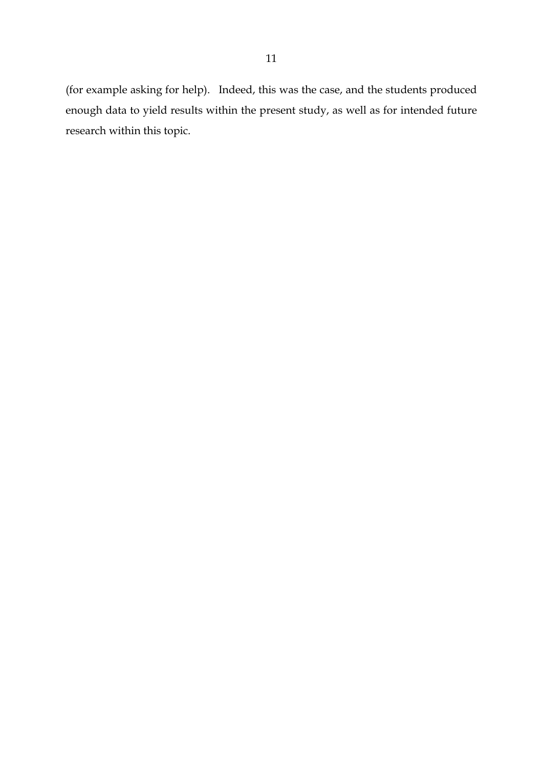(for example asking for help). Indeed, this was the case, and the students produced enough data to yield results within the present study, as well as for intended future research within this topic.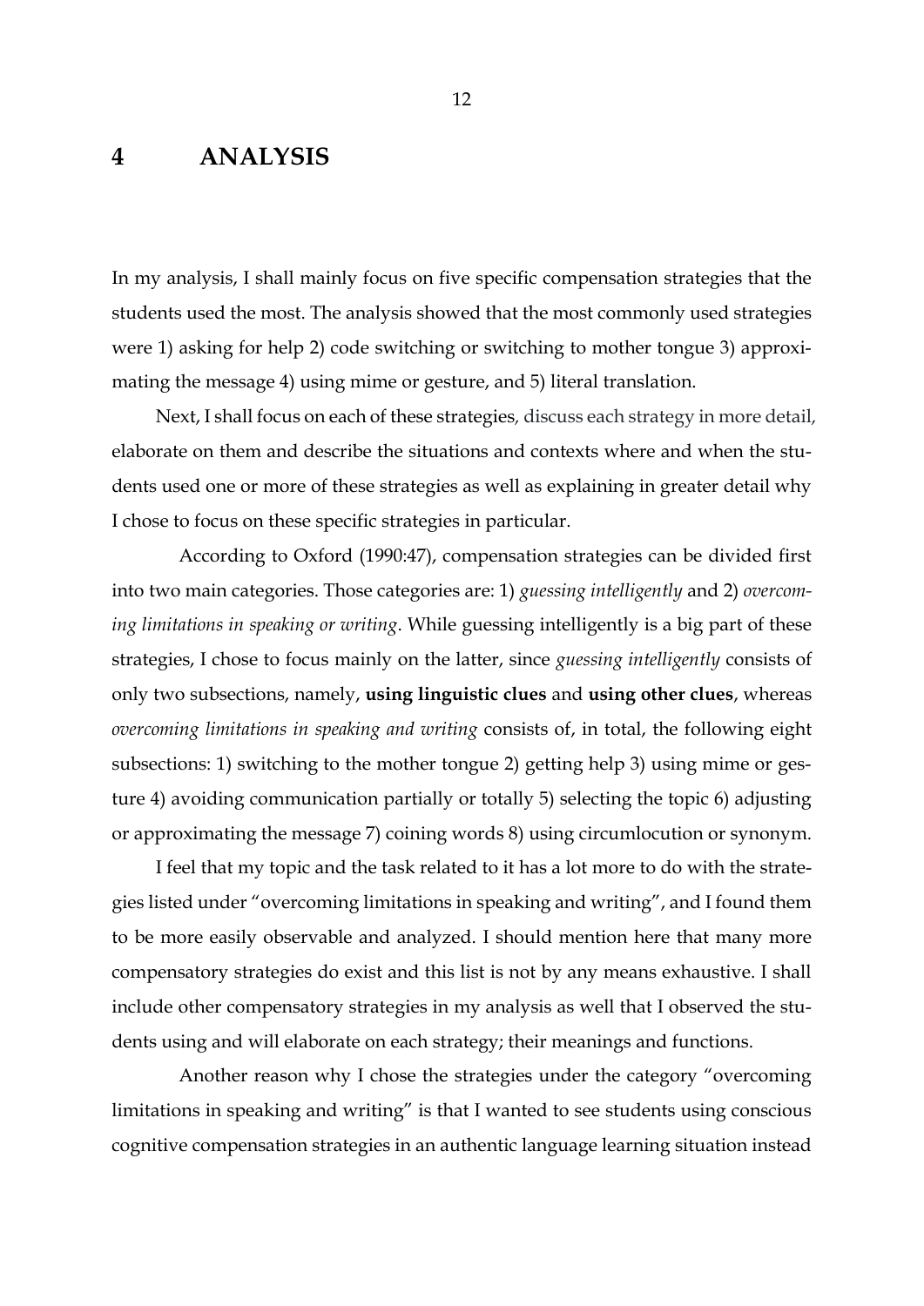# 4 ANALYSIS

In my analysis, I shall mainly focus on five specific compensation strategies that the students used the most. The analysis showed that the most commonly used strategies were 1) asking for help 2) code switching or switching to mother tongue 3) approximating the message 4) using mime or gesture, and 5) literal translation.

Next, I shall focus on each of these strategies, discuss each strategy in more detail, elaborate on them and describe the situations and contexts where and when the students used one or more of these strategies as well as explaining in greater detail why I chose to focus on these specific strategies in particular.

According to Oxford (1990:47), compensation strategies can be divided first into two main categories. Those categories are: 1) *guessing intelligently* and 2) *overcoming limitations in speaking or writing*. While guessing intelligently is a big part of these strategies, I chose to focus mainly on the latter, since *guessing intelligently* consists of only two subsections, namely, **using linguistic clues** and **using other clues**, whereas *overcoming limitations in speaking and writing* consists of, in total, the following eight subsections: 1) switching to the mother tongue 2) getting help 3) using mime or gesture 4) avoiding communication partially or totally 5) selecting the topic 6) adjusting or approximating the message 7) coining words 8) using circumlocution or synonym.

I feel that my topic and the task related to it has a lot more to do with the strategies listed under "overcoming limitations in speaking and writing", and I found them to be more easily observable and analyzed. I should mention here that many more compensatory strategies do exist and this list is not by any means exhaustive. I shall include other compensatory strategies in my analysis as well that I observed the students using and will elaborate on each strategy; their meanings and functions.

Another reason why I chose the strategies under the category "overcoming limitations in speaking and writing" is that I wanted to see students using conscious cognitive compensation strategies in an authentic language learning situation instead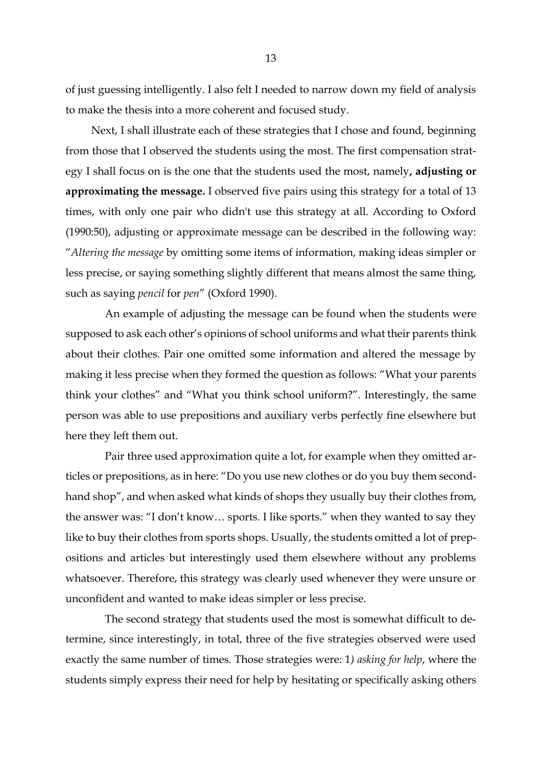of just guessing intelligently. I also felt I needed to narrow down my field of analysis to make the thesis into a more coherent and focused study.

Next, I shall illustrate each of these strategies that I chose and found, beginning from those that I observed the students using the most. The first compensation strategy I shall focus on is the one that the students used the most, namely**, adjusting or approximating the message.** I observed five pairs using this strategy for a total of 13 times, with only one pair who didn't use this strategy at all. According to Oxford (1990:50), adjusting or approximate message can be described in the following way: "*Altering the message* by omitting some items of information, making ideas simpler or less precise, or saying something slightly different that means almost the same thing, such as saying *pencil* for *pen*" (Oxford 1990).

An example of adjusting the message can be found when the students were supposed to ask each other's opinions of school uniforms and what their parents think about their clothes. Pair one omitted some information and altered the message by making it less precise when they formed the question as follows: "What your parents think your clothes" and "What you think school uniform?". Interestingly, the same person was able to use prepositions and auxiliary verbs perfectly fine elsewhere but here they left them out.

Pair three used approximation quite a lot, for example when they omitted articles or prepositions, as in here: "Do you use new clothes or do you buy them second-hand shop", and when asked what kinds of shops they usually buy their clothes from, the answer was: "I don't know… sports. I like sports." when they wanted to say they like to buy their clothes from sports shops. Usually, the students omitted a lot of prepositions and articles but interestingly used them elsewhere without any problems whatsoever. Therefore, this strategy was clearly used whenever they were unsure or unconfident and wanted to make ideas simpler or less precise.

The second strategy that students used the most is somewhat difficult to determine, since interestingly, in total, three of the five strategies observed were used exactly the same number of times. Those strategies were: 1*) asking for help*, where the students simply express their need for help by hesitating or specifically asking others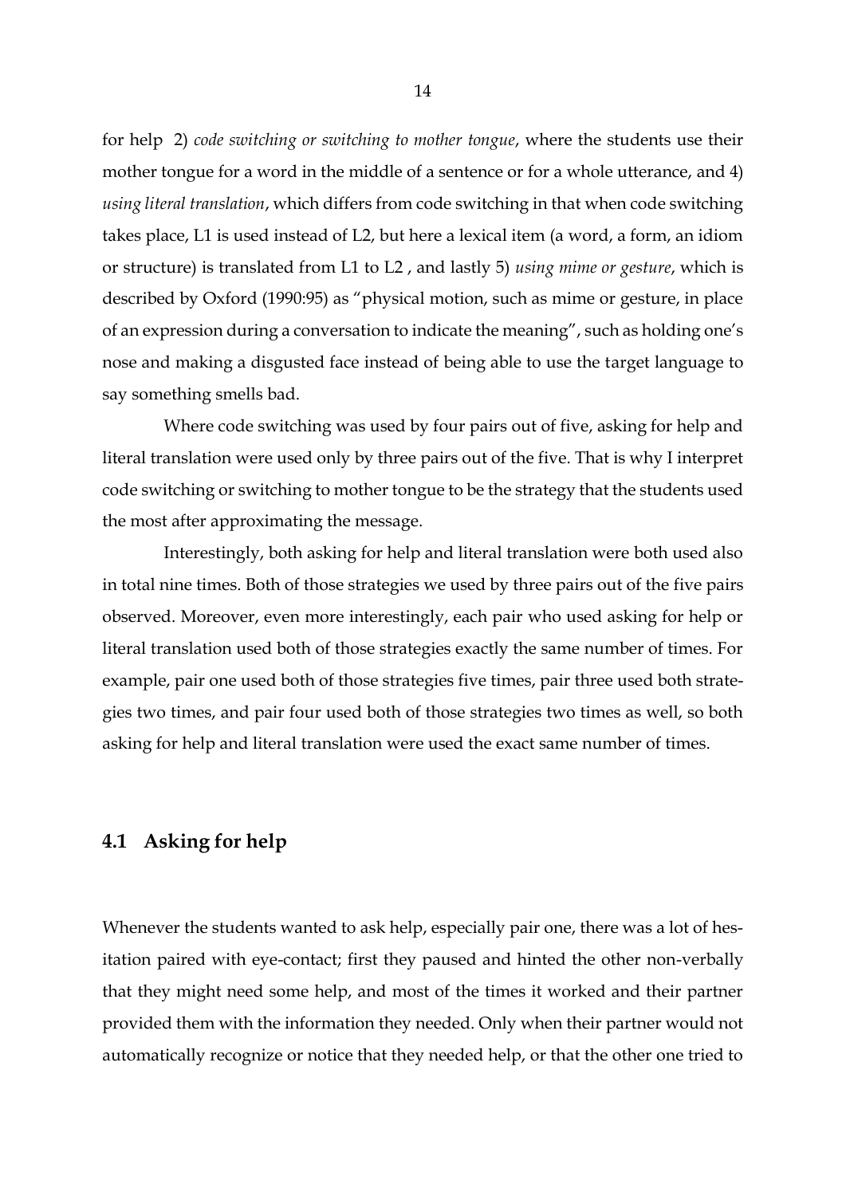for help 2) *code switching or switching to mother tongue*, where the students use their mother tongue for a word in the middle of a sentence or for a whole utterance, and 4) *using literal translation*, which differs from code switching in that when code switching takes place, L1 is used instead of L2, but here a lexical item (a word, a form, an idiom or structure) is translated from L1 to L2 , and lastly 5) *using mime or gesture*, which is described by Oxford (1990:95) as "physical motion, such as mime or gesture, in place of an expression during a conversation to indicate the meaning", such as holding one's nose and making a disgusted face instead of being able to use the target language to say something smells bad.

Where code switching was used by four pairs out of five, asking for help and literal translation were used only by three pairs out of the five. That is why I interpret code switching or switching to mother tongue to be the strategy that the students used the most after approximating the message.

Interestingly, both asking for help and literal translation were both used also in total nine times. Both of those strategies we used by three pairs out of the five pairs observed. Moreover, even more interestingly, each pair who used asking for help or literal translation used both of those strategies exactly the same number of times. For example, pair one used both of those strategies five times, pair three used both strategies two times, and pair four used both of those strategies two times as well, so both asking for help and literal translation were used the exact same number of times.

## 4.1 Asking for help

Whenever the students wanted to ask help, especially pair one, there was a lot of hesitation paired with eye-contact; first they paused and hinted the other non-verbally that they might need some help, and most of the times it worked and their partner provided them with the information they needed. Only when their partner would not automatically recognize or notice that they needed help, or that the other one tried to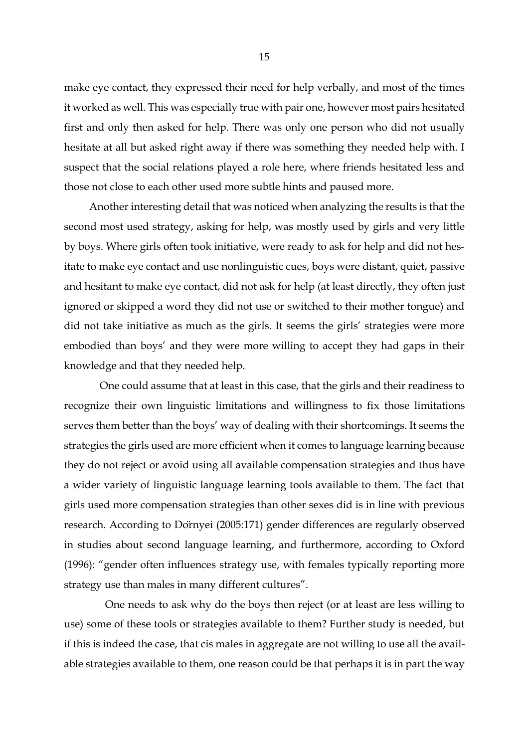make eye contact, they expressed their need for help verbally, and most of the times it worked as well. This was especially true with pair one, however most pairs hesitated first and only then asked for help. There was only one person who did not usually hesitate at all but asked right away if there was something they needed help with. I suspect that the social relations played a role here, where friends hesitated less and those not close to each other used more subtle hints and paused more.

Another interesting detail that was noticed when analyzing the results is that the second most used strategy, asking for help, was mostly used by girls and very little by boys. Where girls often took initiative, were ready to ask for help and did not hesitate to make eye contact and use nonlinguistic cues, boys were distant, quiet, passive and hesitant to make eye contact, did not ask for help (at least directly, they often just ignored or skipped a word they did not use or switched to their mother tongue) and did not take initiative as much as the girls. It seems the girls' strategies were more embodied than boys' and they were more willing to accept they had gaps in their knowledge and that they needed help.

One could assume that at least in this case, that the girls and their readiness to recognize their own linguistic limitations and willingness to fix those limitations serves them better than the boys' way of dealing with their shortcomings. It seems the strategies the girls used are more efficient when it comes to language learning because they do not reject or avoid using all available compensation strategies and thus have a wider variety of linguistic language learning tools available to them. The fact that girls used more compensation strategies than other sexes did is in line with previous research. According to Dörnyei (2005:171) gender differences are regularly observed in studies about second language learning, and furthermore, according to Oxford (1996): "gender often influences strategy use, with females typically reporting more strategy use than males in many different cultures".

One needs to ask why do the boys then reject (or at least are less willing to use) some of these tools or strategies available to them? Further study is needed, but if this is indeed the case, that cis males in aggregate are not willing to use all the available strategies available to them, one reason could be that perhaps it is in part the way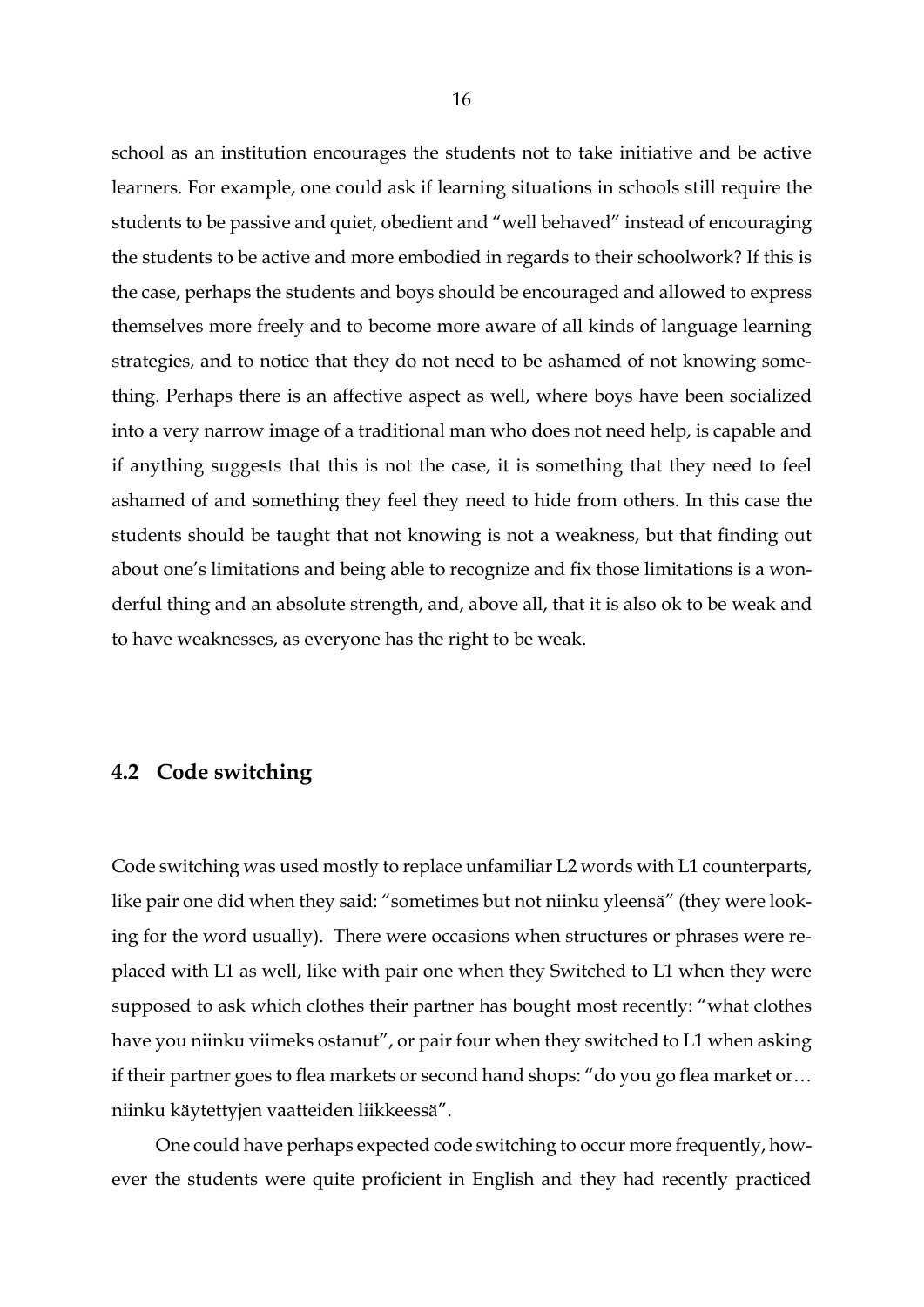school as an institution encourages the students not to take initiative and be active learners. For example, one could ask if learning situations in schools still require the students to be passive and quiet, obedient and "well behaved" instead of encouraging the students to be active and more embodied in regards to their schoolwork? If this is the case, perhaps the students and boys should be encouraged and allowed to express themselves more freely and to become more aware of all kinds of language learning strategies, and to notice that they do not need to be ashamed of not knowing something. Perhaps there is an affective aspect as well, where boys have been socialized into a very narrow image of a traditional man who does not need help, is capable and if anything suggests that this is not the case, it is something that they need to feel ashamed of and something they feel they need to hide from others. In this case the students should be taught that not knowing is not a weakness, but that finding out about one's limitations and being able to recognize and fix those limitations is a wonderful thing and an absolute strength, and, above all, that it is also ok to be weak and to have weaknesses, as everyone has the right to be weak.

## 4.2 Code switching

Code switching was used mostly to replace unfamiliar L2 words with L1 counterparts, like pair one did when they said: "sometimes but not niinku yleensä" (they were looking for the word usually). There were occasions when structures or phrases were replaced with L1 as well, like with pair one when they Switched to L1 when they were supposed to ask which clothes their partner has bought most recently: "what clothes have you niinku viimeks ostanut", or pair four when they switched to L1 when asking if their partner goes to flea markets or second hand shops: "do you go flea market or… niinku käytettyjen vaatteiden liikkeessä".

One could have perhaps expected code switching to occur more frequently, however the students were quite proficient in English and they had recently practiced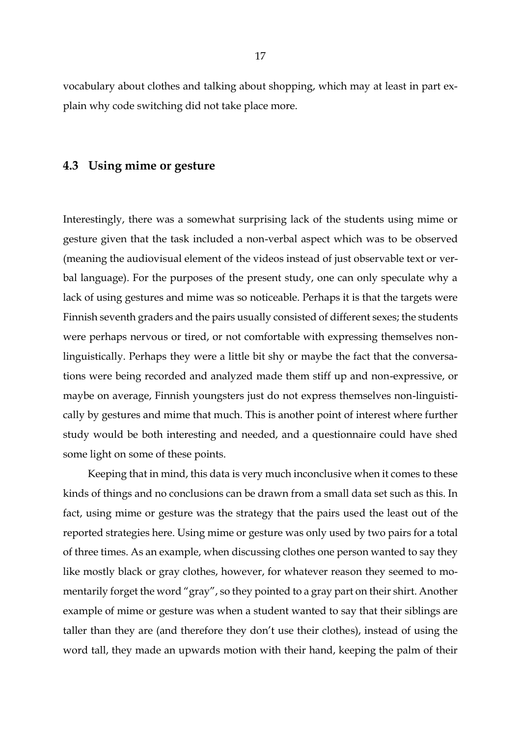vocabulary about clothes and talking about shopping, which may at least in part explain why code switching did not take place more.

## 4.3 Using mime or gesture

Interestingly, there was a somewhat surprising lack of the students using mime or gesture given that the task included a non-verbal aspect which was to be observed (meaning the audiovisual element of the videos instead of just observable text or verbal language). For the purposes of the present study, one can only speculate why a lack of using gestures and mime was so noticeable. Perhaps it is that the targets were Finnish seventh graders and the pairs usually consisted of different sexes; the students were perhaps nervous or tired, or not comfortable with expressing themselves non-linguistically. Perhaps they were a little bit shy or maybe the fact that the conversations were being recorded and analyzed made them stiff up and non-expressive, or maybe on average, Finnish youngsters just do not express themselves non-linguistically by gestures and mime that much. This is another point of interest where further study would be both interesting and needed, and a questionnaire could have shed some light on some of these points.

Keeping that in mind, this data is very much inconclusive when it comes to these kinds of things and no conclusions can be drawn from a small data set such as this. In fact, using mime or gesture was the strategy that the pairs used the least out of the reported strategies here. Using mime or gesture was only used by two pairs for a total of three times. As an example, when discussing clothes one person wanted to say they like mostly black or gray clothes, however, for whatever reason they seemed to momentarily forget the word "gray", so they pointed to a gray part on their shirt. Another example of mime or gesture was when a student wanted to say that their siblings are taller than they are (and therefore they don't use their clothes), instead of using the word tall, they made an upwards motion with their hand, keeping the palm of their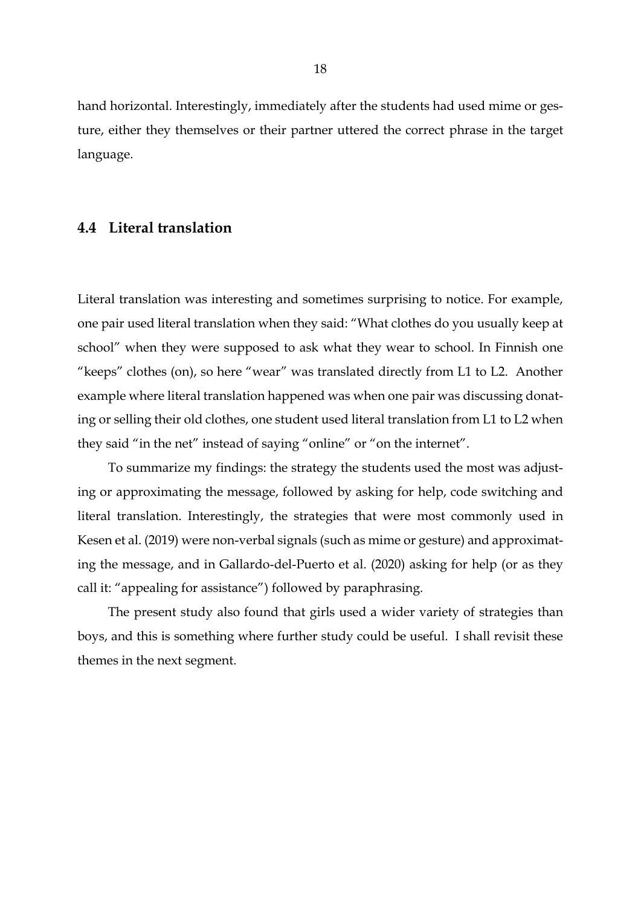hand horizontal. Interestingly, immediately after the students had used mime or gesture, either they themselves or their partner uttered the correct phrase in the target language.

## 4.4 Literal translation

Literal translation was interesting and sometimes surprising to notice. For example, one pair used literal translation when they said: "What clothes do you usually keep at school" when they were supposed to ask what they wear to school. In Finnish one "keeps" clothes (on), so here "wear" was translated directly from L1 to L2. Another example where literal translation happened was when one pair was discussing donating or selling their old clothes, one student used literal translation from L1 to L2 when they said "in the net" instead of saying "online" or "on the internet".

To summarize my findings: the strategy the students used the most was adjusting or approximating the message, followed by asking for help, code switching and literal translation. Interestingly, the strategies that were most commonly used in Kesen et al. (2019) were non-verbal signals (such as mime or gesture) and approximating the message, and in Gallardo-del-Puerto et al. (2020) asking for help (or as they call it: "appealing for assistance") followed by paraphrasing.

The present study also found that girls used a wider variety of strategies than boys, and this is something where further study could be useful. I shall revisit these themes in the next segment.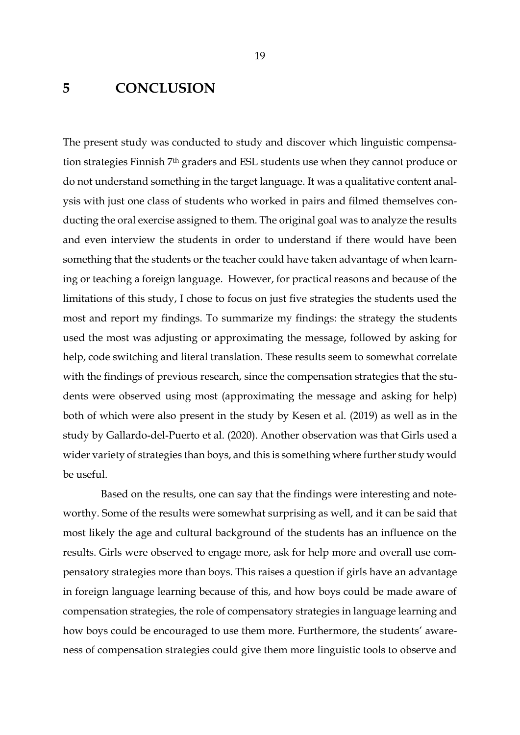# 5 CONCLUSION

The present study was conducted to study and discover which linguistic compensation strategies Finnish 7th graders and ESL students use when they cannot produce or do not understand something in the target language. It was a qualitative content analysis with just one class of students who worked in pairs and filmed themselves conducting the oral exercise assigned to them. The original goal was to analyze the results and even interview the students in order to understand if there would have been something that the students or the teacher could have taken advantage of when learning or teaching a foreign language. However, for practical reasons and because of the limitations of this study, I chose to focus on just five strategies the students used the most and report my findings. To summarize my findings: the strategy the students used the most was adjusting or approximating the message, followed by asking for help, code switching and literal translation. These results seem to somewhat correlate with the findings of previous research, since the compensation strategies that the students were observed using most (approximating the message and asking for help) both of which were also present in the study by Kesen et al. (2019) as well as in the study by Gallardo-del-Puerto et al. (2020). Another observation was that Girls used a wider variety of strategies than boys, and this is something where further study would be useful.

Based on the results, one can say that the findings were interesting and noteworthy. Some of the results were somewhat surprising as well, and it can be said that most likely the age and cultural background of the students has an influence on the results. Girls were observed to engage more, ask for help more and overall use compensatory strategies more than boys. This raises a question if girls have an advantage in foreign language learning because of this, and how boys could be made aware of compensation strategies, the role of compensatory strategies in language learning and how boys could be encouraged to use them more. Furthermore, the students' awareness of compensation strategies could give them more linguistic tools to observe and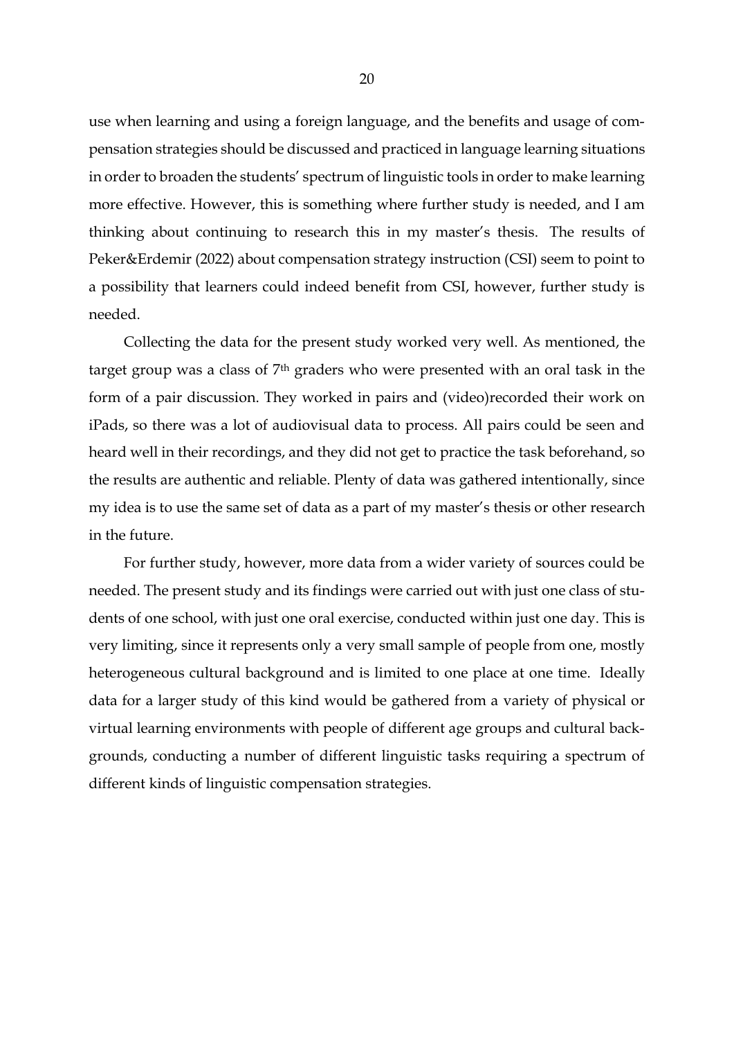use when learning and using a foreign language, and the benefits and usage of compensation strategies should be discussed and practiced in language learning situations in order to broaden the students' spectrum of linguistic tools in order to make learning more effective. However, this is something where further study is needed, and I am thinking about continuing to research this in my master's thesis. The results of Peker&Erdemir (2022) about compensation strategy instruction (CSI) seem to point to a possibility that learners could indeed benefit from CSI, however, further study is needed.

Collecting the data for the present study worked very well. As mentioned, the target group was a class of 7th graders who were presented with an oral task in the form of a pair discussion. They worked in pairs and (video)recorded their work on iPads, so there was a lot of audiovisual data to process. All pairs could be seen and heard well in their recordings, and they did not get to practice the task beforehand, so the results are authentic and reliable. Plenty of data was gathered intentionally, since my idea is to use the same set of data as a part of my master's thesis or other research in the future.

For further study, however, more data from a wider variety of sources could be needed. The present study and its findings were carried out with just one class of students of one school, with just one oral exercise, conducted within just one day. This is very limiting, since it represents only a very small sample of people from one, mostly heterogeneous cultural background and is limited to one place at one time. Ideally data for a larger study of this kind would be gathered from a variety of physical or virtual learning environments with people of different age groups and cultural backgrounds, conducting a number of different linguistic tasks requiring a spectrum of different kinds of linguistic compensation strategies.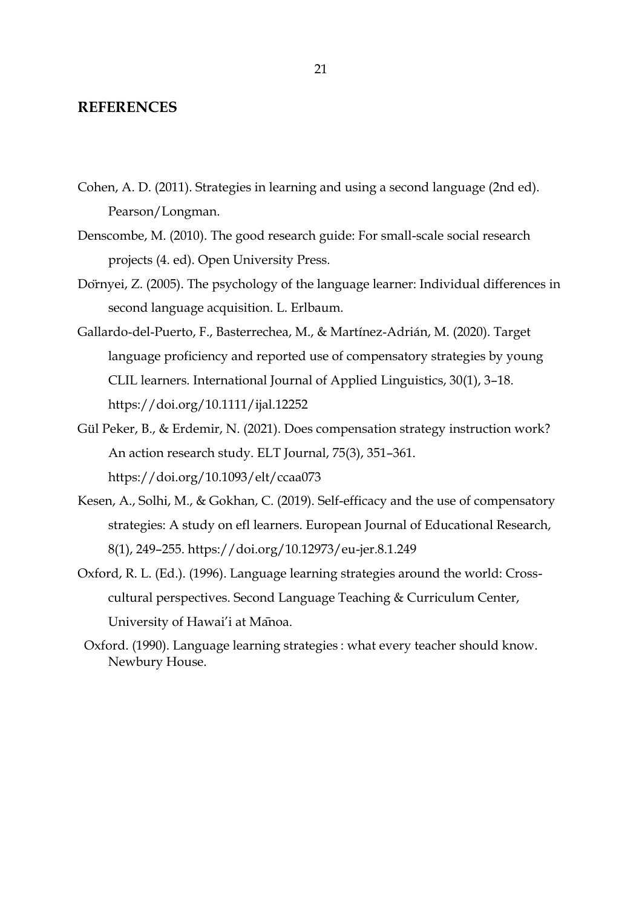## REFERENCES

Cohen, A. D. (2011). Strategies in learning and using a second language (2nd ed). Pearson/Longman.

Denscombe, M. (2010). The good research guide: For small-scale social research projects (4. ed). Open University Press.

Dörnyei, Z. (2005). The psychology of the language learner: Individual differences in second language acquisition. L. Erlbaum.

Gallardo-del-Puerto, F., Basterrechea, M., & Martínez-Adrián, M. (2020). Target language proficiency and reported use of compensatory strategies by young CLIL learners. International Journal of Applied Linguistics, 30(1), 3–18. https://doi.org/10.1111/ijal.12252

Gül Peker, B., & Erdemir, N. (2021). Does compensation strategy instruction work? An action research study. ELT Journal, 75(3), 351–361. https://doi.org/10.1093/elt/ccaa073

Kesen, A., Solhi, M., & Gokhan, C. (2019). Self-efficacy and the use of compensatory strategies: A study on efl learners. European Journal of Educational Research, 8(1), 249–255. https://doi.org/10.12973/eu-jer.8.1.249

Oxford, R. L. (Ed.). (1996). Language learning strategies around the world: Cross-cultural perspectives. Second Language Teaching & Curriculum Center, University of Hawai'i at Mānoa.

Oxford. (1990). Language learning strategies : what every teacher should know. Newbury House.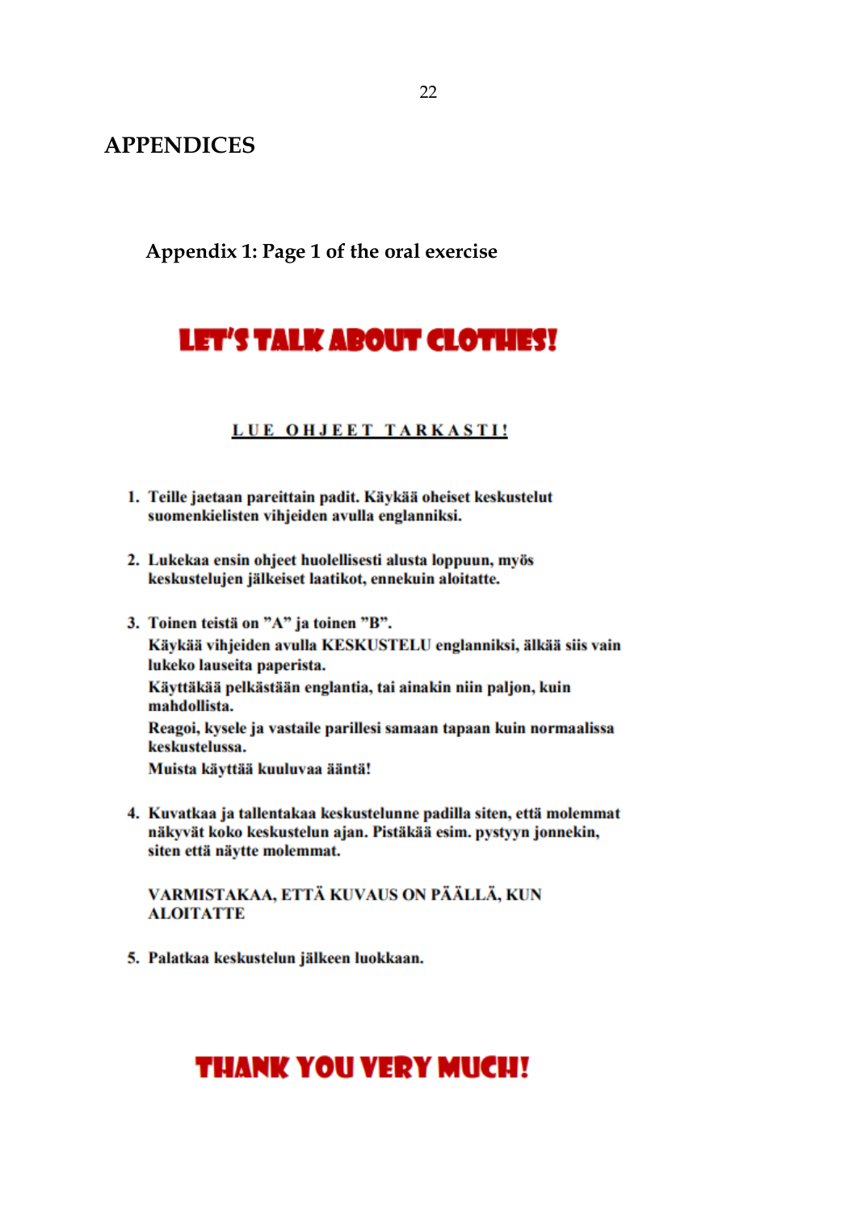# APPENDICES

## Appendix 1: Page 1 of the oral exercise

# LET'S TALK ABOUT CLOTHES!

**<u>LUE OHJEET TARKASTI!</u>**

1. **Teille jaetaan pareittain padit. Käykää oheiset keskustelut suomenkielisten vihjeiden avulla englanniksi.**

2. **Lukekaa ensin ohjeet huolellisesti alusta loppuun, myös keskustelujen jälkeiset laatikot, ennekuin aloitatte.**

3. **Toinen teistä on "A" ja toinen "B".**
   **Käykää vihjeiden avulla KESKUSTELU englanniksi, älkää siis vain lukeko lauseita paperista.**
   **Käyttäkää pelkästään englantia, tai ainakin niin paljon, kuin mahdollista.**
   **Reagoi, kysele ja vastaile parillesi samaan tapaan kuin normaalissa keskustelussa.**
   **Muista käyttää kuuluvaa ääntä!**

4. **Kuvatkaa ja tallentakaa keskustelunne padilla siten, että molemmat näkyvät koko keskustelun ajan. Pistäkää esim. pystyyn jonnekin, siten että näytte molemmat.**

   **VARMISTAKAA, ETTÄ KUVAUS ON PÄÄLLÄ, KUN ALOITATTE**

5. **Palatkaa keskustelun jälkeen luokkaan.**

# THANK YOU VERY MUCH!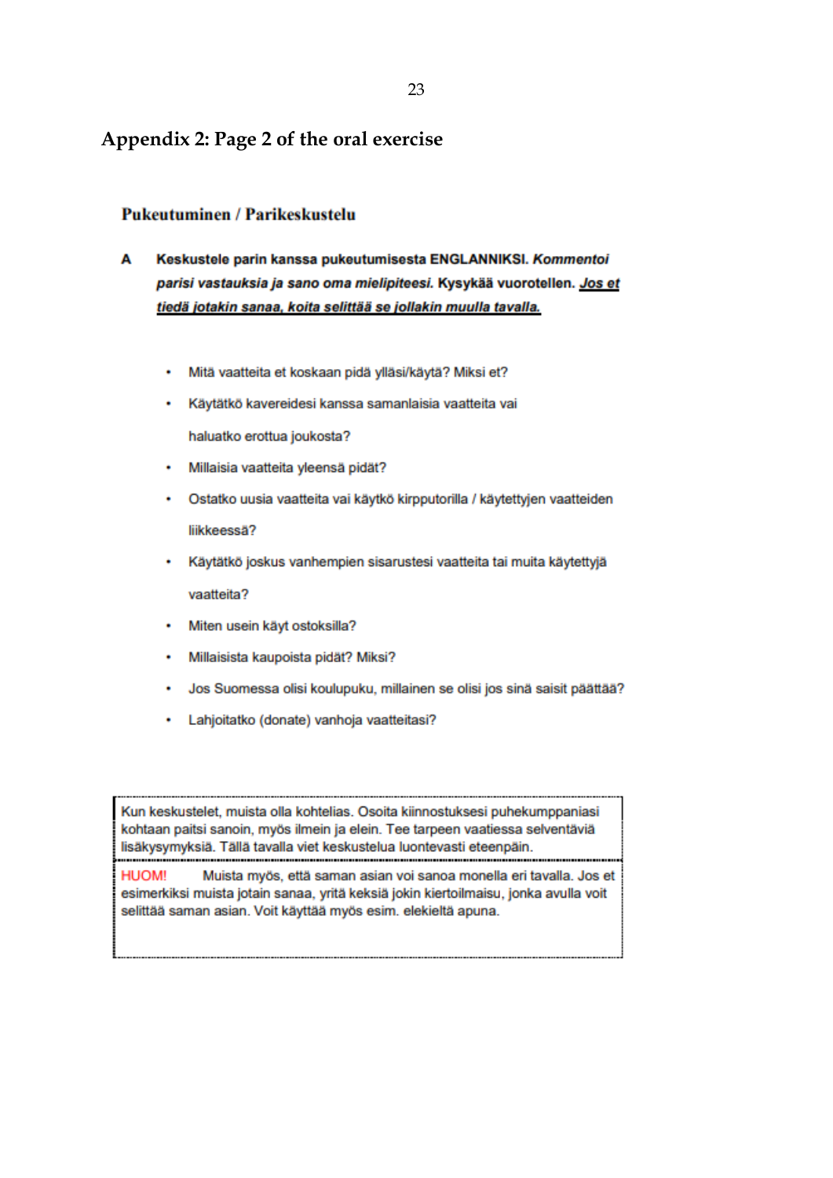## Appendix 2: Page 2 of the oral exercise

### Pukeutuminen / Parikeskustelu

**A** **Keskustele parin kanssa pukeutumisesta ENGLANNIKSI.** ***Kommentoi parisi vastauksia ja sano oma mielipiteesi.*** **Kysykää vuorotellen.** ***<u>Jos et tiedä jotakin sanaa, koita selittää se jollakin muulla tavalla.</u>***

- Mitä vaatteita et koskaan pidä ylläsi/käytä? Miksi et?
- Käytätkö kavereidesi kanssa samanlaisia vaatteita vai haluatko erottua joukosta?
- Millaisia vaatteita yleensä pidät?
- Ostatko uusia vaatteita vai käytkö kirpputorilla / käytettyjen vaatteiden liikkeessä?
- Käytätkö joskus vanhempien sisarustesi vaatteita tai muita käytettyjä vaatteita?
- Miten usein käyt ostoksilla?
- Millaisista kaupoista pidät? Miksi?
- Jos Suomessa olisi koulupuku, millainen se olisi jos sinä saisit päättää?
- Lahjoitatko (donate) vanhoja vaatteitasi?

Kun keskustelet, muista olla kohtelias. Osoita kiinnostuksesi puhekumppaniasi kohtaan paitsi sanoin, myös ilmein ja elein. Tee tarpeen vaatiessa selventäviä lisäkysymyksiä. Tällä tavalla viet keskustelua luontevasti eteenpäin.

HUOM! Muista myös, että saman asian voi sanoa monella eri tavalla. Jos et esimerkiksi muista jotain sanaa, yritä keksiä jokin kiertoilmaisu, jonka avulla voit selittää saman asian. Voit käyttää myös esim. elekieltä apuna.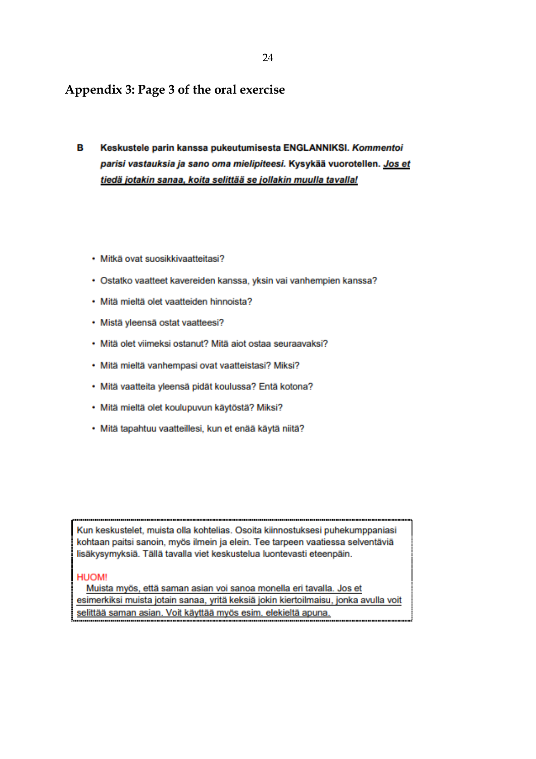## Appendix 3: Page 3 of the oral exercise

**B** **Keskustele parin kanssa pukeutumisesta ENGLANNIKSI.** ***Kommentoi parisi vastauksia ja sano oma mielipiteesi.*** **Kysykää vuorotellen.** ***Jos et tiedä jotakin sanaa, koita selittää se jollakin muulla tavalla!***

- Mitkä ovat suosikkivaatteitasi?
- Ostatko vaatteet kavereiden kanssa, yksin vai vanhempien kanssa?
- Mitä mieltä olet vaatteiden hinnoista?
- Mistä yleensä ostat vaatteesi?
- Mitä olet viimeksi ostanut? Mitä aiot ostaa seuraavaksi?
- Mitä mieltä vanhempasi ovat vaatteistasi? Miksi?
- Mitä vaatteita yleensä pidät koulussa? Entä kotona?
- Mitä mieltä olet koulupuvun käytöstä? Miksi?
- Mitä tapahtuu vaatteillesi, kun et enää käytä niitä?

Kun keskustelet, muista olla kohtelias. Osoita kiinnostuksesi puhekumppaniasi kohtaan paitsi sanoin, myös ilmein ja elein. Tee tarpeen vaatiessa selventäviä lisäkysymyksiä. Tällä tavalla viet keskustelua luontevasti eteenpäin.

HUOM!

Muista myös, että saman asian voi sanoa monella eri tavalla. Jos et esimerkiksi muista jotain sanaa, yritä keksiä jokin kiertoilmaisu, jonka avulla voit selittää saman asian. Voit käyttää myös esim. elekieltä apuna.